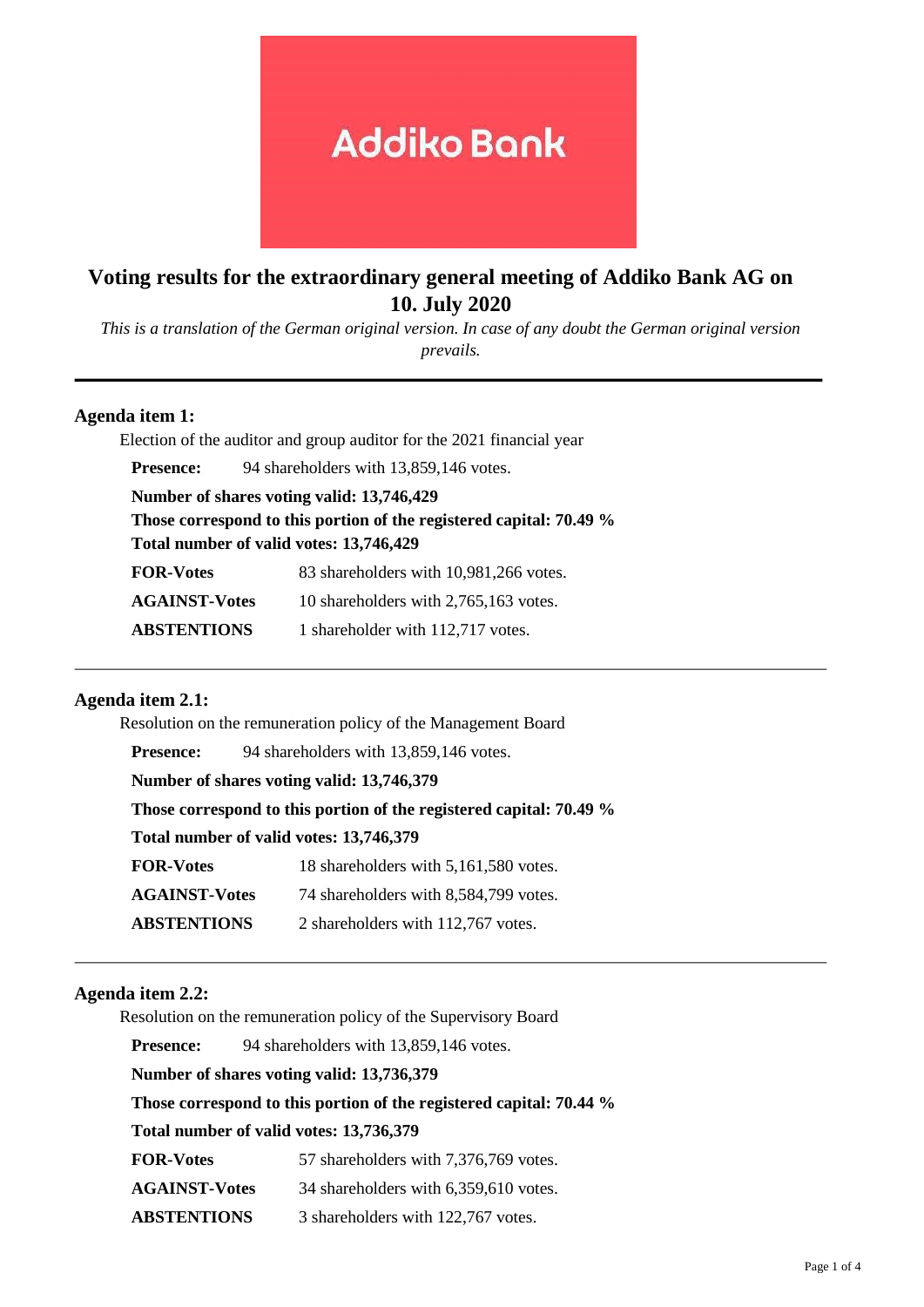Addiko Bank

# Voting results for the extraordinary general meeting of Addiko Bank AG on 10. July 2020

*This is a translation of the German original version. In case of any doubt the German original version prevails.*

---

## Agenda item 1:

Election of the auditor and group auditor for the 2021 financial year

**Presence:** 94 shareholders with 13,859,146 votes.

**Number of shares voting valid: 13,746,429**

**Those correspond to this portion of the registered capital: 70.49 %**

**Total number of valid votes: 13,746,429**

| | |
|---|---|
| **FOR-Votes** | 83 shareholders with 10,981,266 votes. |
| **AGAINST-Votes** | 10 shareholders with 2,765,163 votes. |
| **ABSTENTIONS** | 1 shareholder with 112,717 votes. |

---

## Agenda item 2.1:

Resolution on the remuneration policy of the Management Board

**Presence:** 94 shareholders with 13,859,146 votes.

**Number of shares voting valid: 13,746,379**

**Those correspond to this portion of the registered capital: 70.49 %**

**Total number of valid votes: 13,746,379**

| | |
|---|---|
| **FOR-Votes** | 18 shareholders with 5,161,580 votes. |
| **AGAINST-Votes** | 74 shareholders with 8,584,799 votes. |
| **ABSTENTIONS** | 2 shareholders with 112,767 votes. |

---

## Agenda item 2.2:

Resolution on the remuneration policy of the Supervisory Board

**Presence:** 94 shareholders with 13,859,146 votes.

**Number of shares voting valid: 13,736,379**

**Those correspond to this portion of the registered capital: 70.44 %**

**Total number of valid votes: 13,736,379**

| | |
|---|---|
| **FOR-Votes** | 57 shareholders with 7,376,769 votes. |
| **AGAINST-Votes** | 34 shareholders with 6,359,610 votes. |
| **ABSTENTIONS** | 3 shareholders with 122,767 votes. |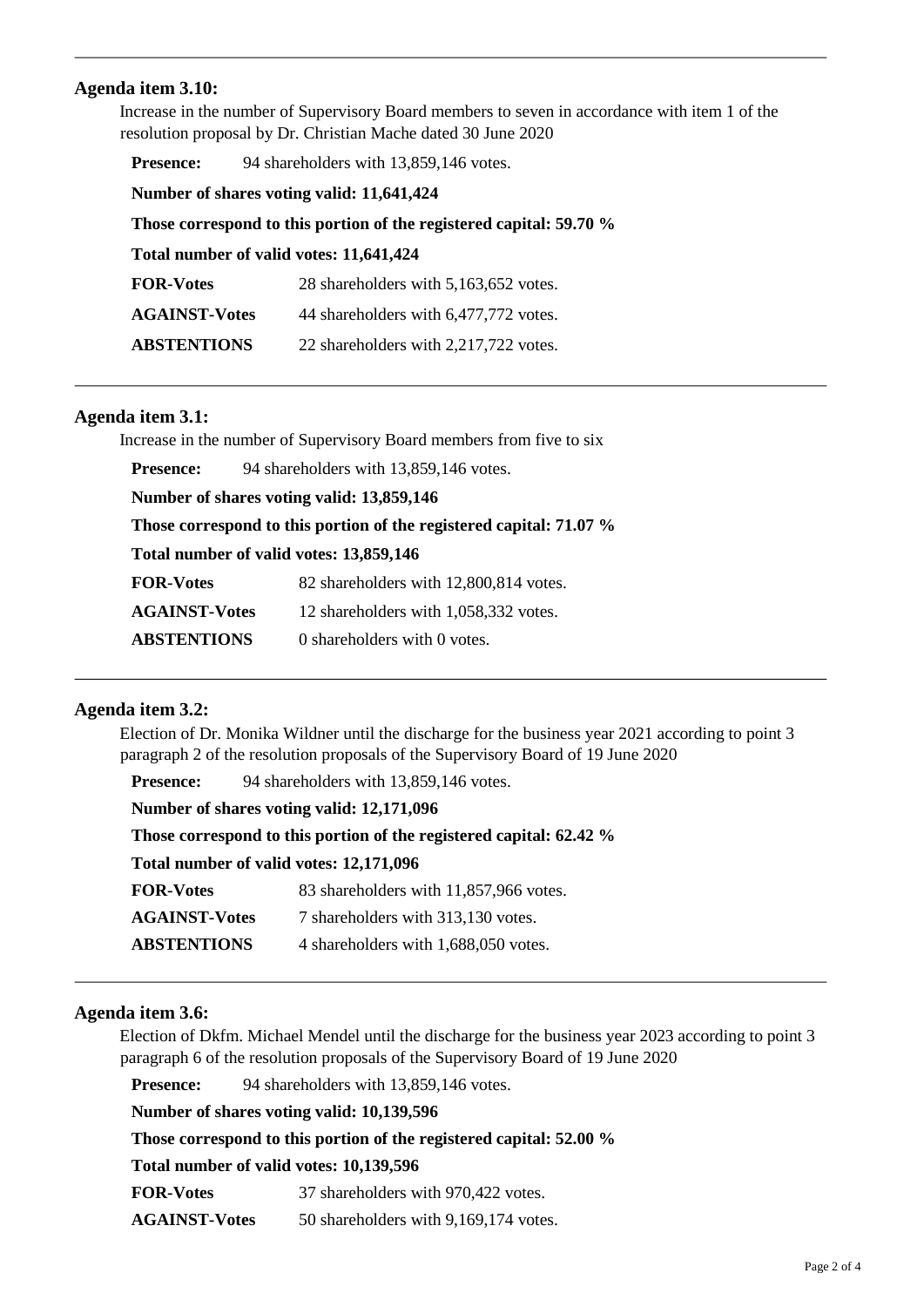---

**Agenda item 3.10:**

Increase in the number of Supervisory Board members to seven in accordance with item 1 of the resolution proposal by Dr. Christian Mache dated 30 June 2020

**Presence:** 94 shareholders with 13,859,146 votes.

**Number of shares voting valid: 11,641,424**

**Those correspond to this portion of the registered capital: 59.70 %**

**Total number of valid votes: 11,641,424**

| | |
|---|---|
| **FOR-Votes** | 28 shareholders with 5,163,652 votes. |
| **AGAINST-Votes** | 44 shareholders with 6,477,772 votes. |
| **ABSTENTIONS** | 22 shareholders with 2,217,722 votes. |

---

**Agenda item 3.1:**

Increase in the number of Supervisory Board members from five to six

**Presence:** 94 shareholders with 13,859,146 votes.

**Number of shares voting valid: 13,859,146**

**Those correspond to this portion of the registered capital: 71.07 %**

**Total number of valid votes: 13,859,146**

| | |
|---|---|
| **FOR-Votes** | 82 shareholders with 12,800,814 votes. |
| **AGAINST-Votes** | 12 shareholders with 1,058,332 votes. |
| **ABSTENTIONS** | 0 shareholders with 0 votes. |

---

**Agenda item 3.2:**

Election of Dr. Monika Wildner until the discharge for the business year 2021 according to point 3 paragraph 2 of the resolution proposals of the Supervisory Board of 19 June 2020

**Presence:** 94 shareholders with 13,859,146 votes.

**Number of shares voting valid: 12,171,096**

**Those correspond to this portion of the registered capital: 62.42 %**

**Total number of valid votes: 12,171,096**

| | |
|---|---|
| **FOR-Votes** | 83 shareholders with 11,857,966 votes. |
| **AGAINST-Votes** | 7 shareholders with 313,130 votes. |
| **ABSTENTIONS** | 4 shareholders with 1,688,050 votes. |

---

**Agenda item 3.6:**

Election of Dkfm. Michael Mendel until the discharge for the business year 2023 according to point 3 paragraph 6 of the resolution proposals of the Supervisory Board of 19 June 2020

**Presence:** 94 shareholders with 13,859,146 votes.

**Number of shares voting valid: 10,139,596**

**Those correspond to this portion of the registered capital: 52.00 %**

**Total number of valid votes: 10,139,596**

| | |
|---|---|
| **FOR-Votes** | 37 shareholders with 970,422 votes. |
| **AGAINST-Votes** | 50 shareholders with 9,169,174 votes. |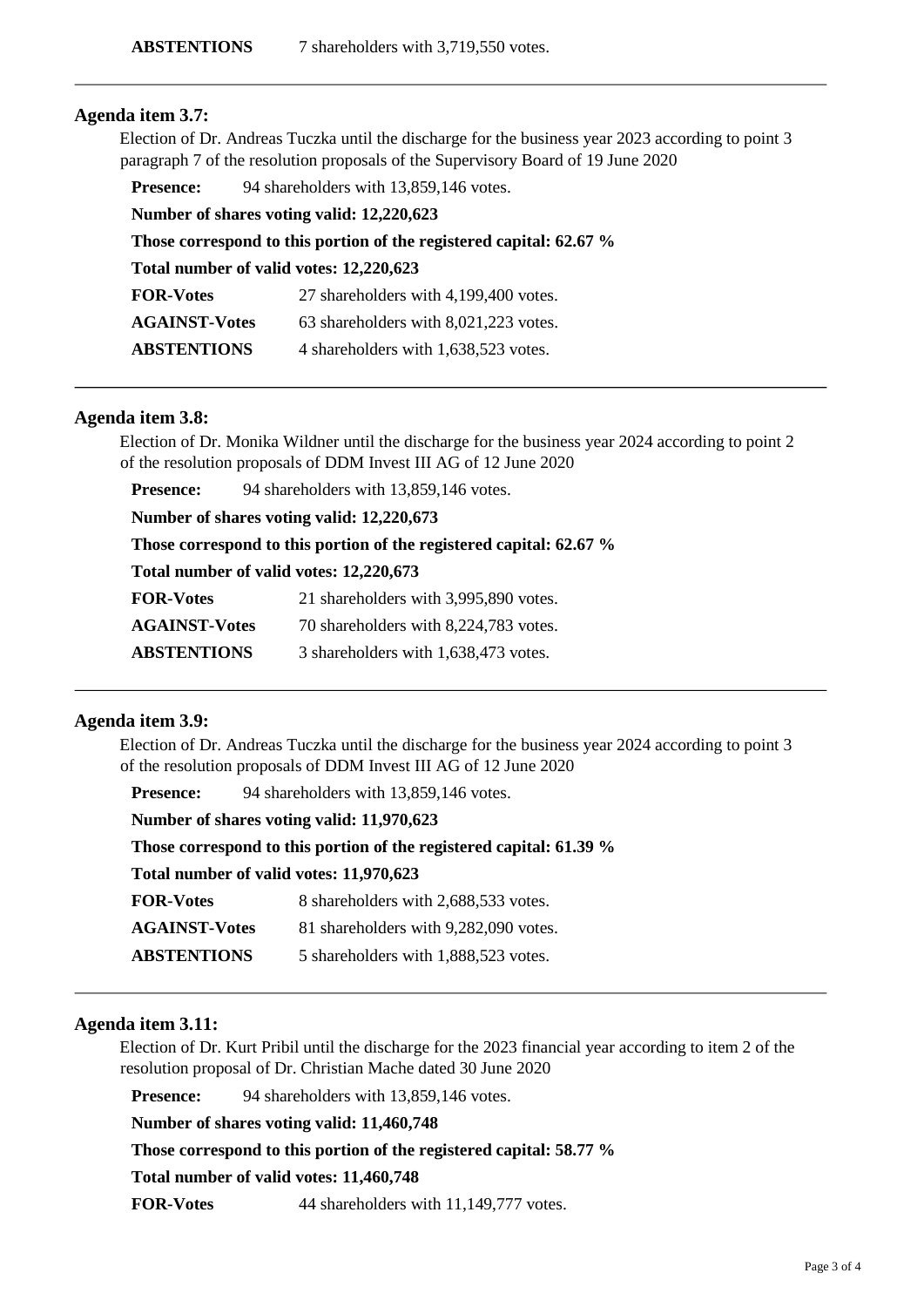**ABSTENTIONS** 7 shareholders with 3,719,550 votes.

---

### Agenda item 3.7:

Election of Dr. Andreas Tuczka until the discharge for the business year 2023 according to point 3 paragraph 7 of the resolution proposals of the Supervisory Board of 19 June 2020

**Presence:** 94 shareholders with 13,859,146 votes.

**Number of shares voting valid: 12,220,623**

**Those correspond to this portion of the registered capital: 62.67 %**

**Total number of valid votes: 12,220,623**

| | |
|---|---|
| **FOR-Votes** | 27 shareholders with 4,199,400 votes. |
| **AGAINST-Votes** | 63 shareholders with 8,021,223 votes. |
| **ABSTENTIONS** | 4 shareholders with 1,638,523 votes. |

---

### Agenda item 3.8:

Election of Dr. Monika Wildner until the discharge for the business year 2024 according to point 2 of the resolution proposals of DDM Invest III AG of 12 June 2020

**Presence:** 94 shareholders with 13,859,146 votes.

**Number of shares voting valid: 12,220,673**

**Those correspond to this portion of the registered capital: 62.67 %**

**Total number of valid votes: 12,220,673**

| | |
|---|---|
| **FOR-Votes** | 21 shareholders with 3,995,890 votes. |
| **AGAINST-Votes** | 70 shareholders with 8,224,783 votes. |
| **ABSTENTIONS** | 3 shareholders with 1,638,473 votes. |

---

### Agenda item 3.9:

Election of Dr. Andreas Tuczka until the discharge for the business year 2024 according to point 3 of the resolution proposals of DDM Invest III AG of 12 June 2020

**Presence:** 94 shareholders with 13,859,146 votes.

**Number of shares voting valid: 11,970,623**

**Those correspond to this portion of the registered capital: 61.39 %**

**Total number of valid votes: 11,970,623**

| | |
|---|---|
| **FOR-Votes** | 8 shareholders with 2,688,533 votes. |
| **AGAINST-Votes** | 81 shareholders with 9,282,090 votes. |
| **ABSTENTIONS** | 5 shareholders with 1,888,523 votes. |

---

### Agenda item 3.11:

Election of Dr. Kurt Pribil until the discharge for the 2023 financial year according to item 2 of the resolution proposal of Dr. Christian Mache dated 30 June 2020

**Presence:** 94 shareholders with 13,859,146 votes.

**Number of shares voting valid: 11,460,748**

**Those correspond to this portion of the registered capital: 58.77 %**

**Total number of valid votes: 11,460,748**

| | |
|---|---|
| **FOR-Votes** | 44 shareholders with 11,149,777 votes. |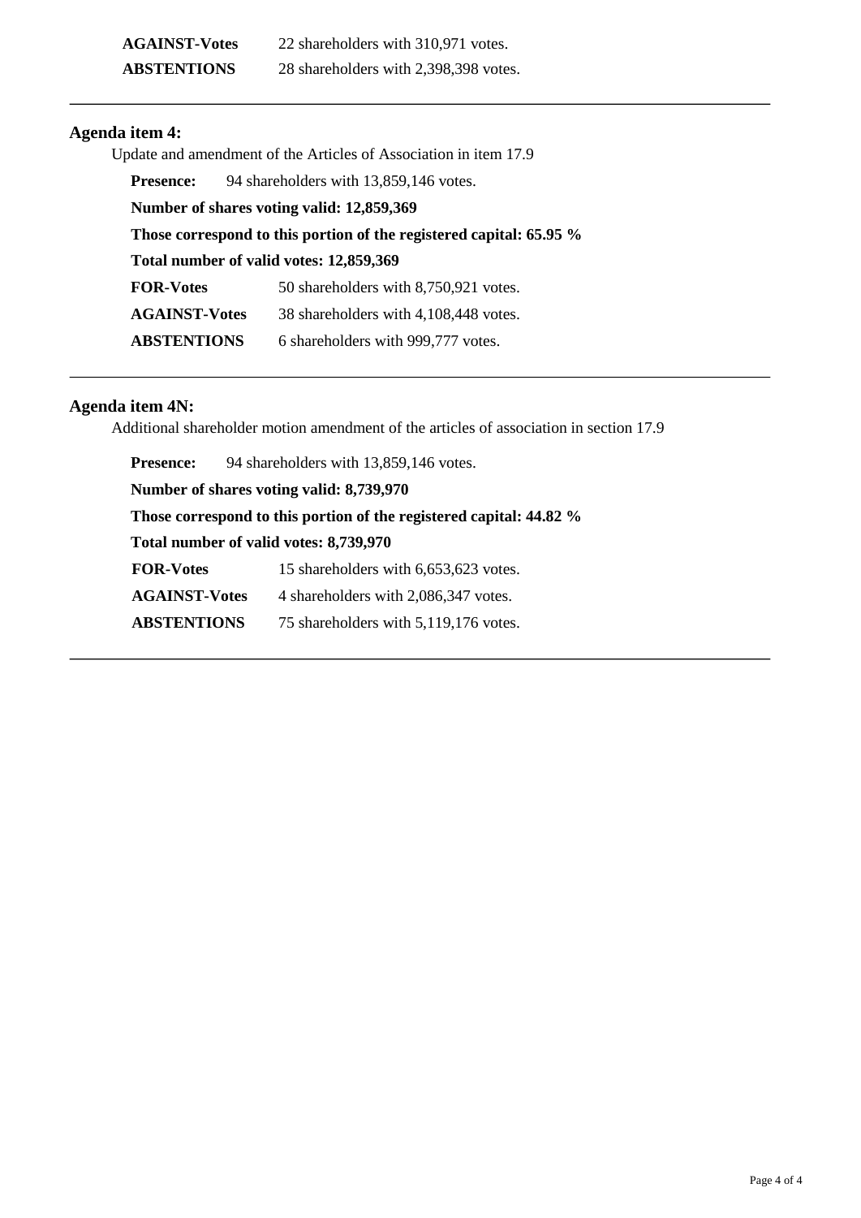| | |
|---|---|
| **AGAINST-Votes** | 22 shareholders with 310,971 votes. |
| **ABSTENTIONS** | 28 shareholders with 2,398,398 votes. |

---

### Agenda item 4:

Update and amendment of the Articles of Association in item 17.9

**Presence:** 94 shareholders with 13,859,146 votes.

**Number of shares voting valid: 12,859,369**

**Those correspond to this portion of the registered capital: 65.95 %**

**Total number of valid votes: 12,859,369**

| | |
|---|---|
| **FOR-Votes** | 50 shareholders with 8,750,921 votes. |
| **AGAINST-Votes** | 38 shareholders with 4,108,448 votes. |
| **ABSTENTIONS** | 6 shareholders with 999,777 votes. |

---

### Agenda item 4N:

Additional shareholder motion amendment of the articles of association in section 17.9

**Presence:** 94 shareholders with 13,859,146 votes.

**Number of shares voting valid: 8,739,970**

**Those correspond to this portion of the registered capital: 44.82 %**

**Total number of valid votes: 8,739,970**

| | |
|---|---|
| **FOR-Votes** | 15 shareholders with 6,653,623 votes. |
| **AGAINST-Votes** | 4 shareholders with 2,086,347 votes. |
| **ABSTENTIONS** | 75 shareholders with 5,119,176 votes. |

---